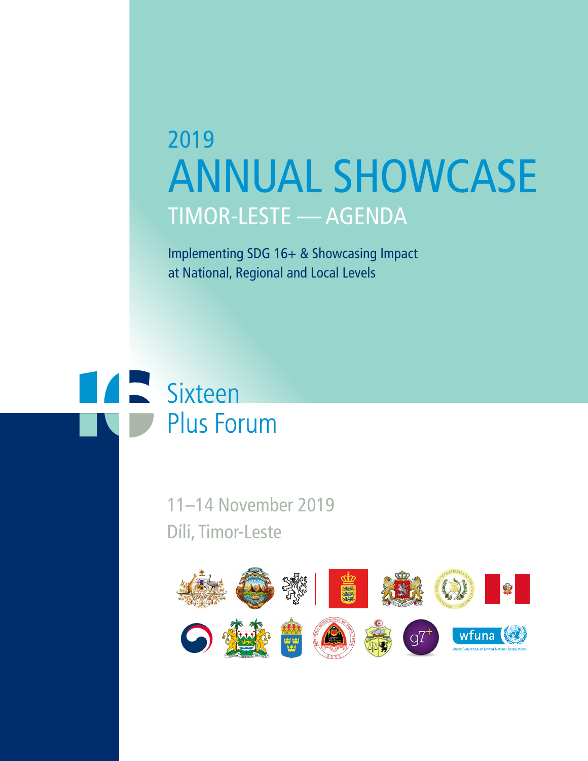2019

# ANNUAL SHOWCASE

## TIMOR-LESTE — AGENDA

Implementing SDG 16+ & Showcasing Impact at National, Regional and Local Levels

Sixteen Plus Forum

11–14 November 2019
Díli, Timor-Leste

wfuna
World Federation of United Nations Associations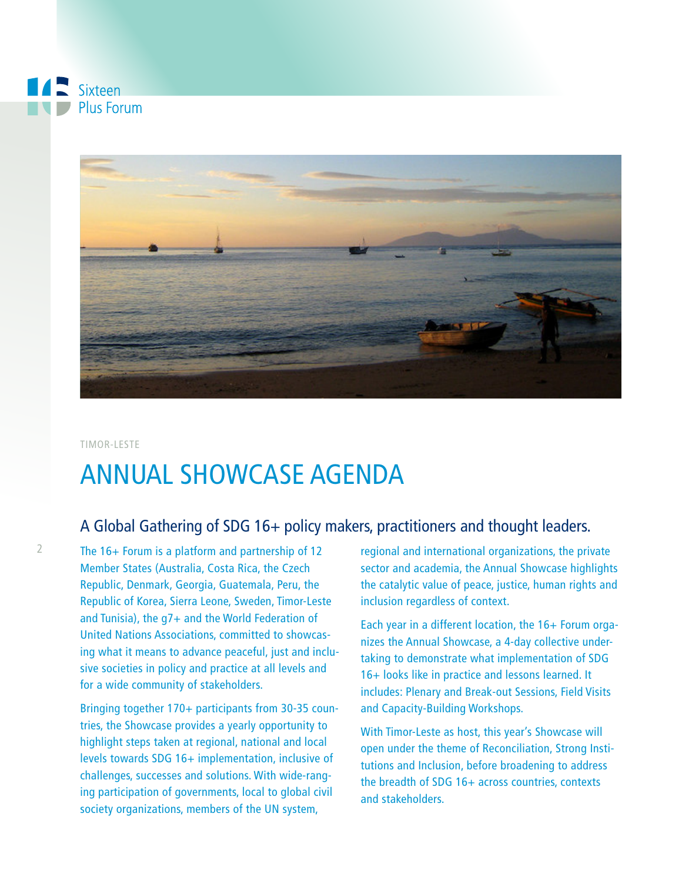TIMOR-LESTE

# ANNUAL SHOWCASE AGENDA

## A Global Gathering of SDG 16+ policy makers, practitioners and thought leaders.

The 16+ Forum is a platform and partnership of 12 Member States (Australia, Costa Rica, the Czech Republic, Denmark, Georgia, Guatemala, Peru, the Republic of Korea, Sierra Leone, Sweden, Timor-Leste and Tunisia), the g7+ and the World Federation of United Nations Associations, committed to showcasing what it means to advance peaceful, just and inclusive societies in policy and practice at all levels and for a wide community of stakeholders.

Bringing together 170+ participants from 30-35 countries, the Showcase provides a yearly opportunity to highlight steps taken at regional, national and local levels towards SDG 16+ implementation, inclusive of challenges, successes and solutions. With wide-ranging participation of governments, local to global civil society organizations, members of the UN system, regional and international organizations, the private sector and academia, the Annual Showcase highlights the catalytic value of peace, justice, human rights and inclusion regardless of context.

Each year in a different location, the 16+ Forum organizes the Annual Showcase, a 4-day collective undertaking to demonstrate what implementation of SDG 16+ looks like in practice and lessons learned. It includes: Plenary and Break-out Sessions, Field Visits and Capacity-Building Workshops.

With Timor-Leste as host, this year's Showcase will open under the theme of Reconciliation, Strong Institutions and Inclusion, before broadening to address the breadth of SDG 16+ across countries, contexts and stakeholders.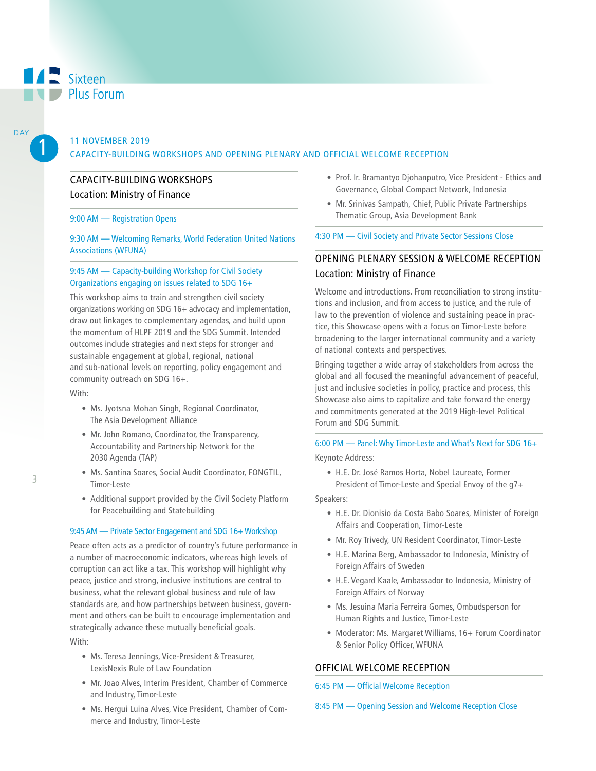Sixteen Plus Forum

DAY 1

## 11 NOVEMBER 2019
## CAPACITY-BUILDING WORKSHOPS AND OPENING PLENARY AND OFFICIAL WELCOME RECEPTION

### CAPACITY-BUILDING WORKSHOPS
### Location: Ministry of Finance

9:00 AM — Registration Opens

9:30 AM — Welcoming Remarks, World Federation United Nations Associations (WFUNA)

9:45 AM — Capacity-building Workshop for Civil Society Organizations engaging on issues related to SDG 16+

This workshop aims to train and strengthen civil society organizations working on SDG 16+ advocacy and implementation, draw out linkages to complementary agendas, and build upon the momentum of HLPF 2019 and the SDG Summit. Intended outcomes include strategies and next steps for stronger and sustainable engagement at global, regional, national and sub-national levels on reporting, policy engagement and community outreach on SDG 16+.

With:

- Ms. Jyotsna Mohan Singh, Regional Coordinator, The Asia Development Alliance
- Mr. John Romano, Coordinator, the Transparency, Accountability and Partnership Network for the 2030 Agenda (TAP)
- Ms. Santina Soares, Social Audit Coordinator, FONGTIL, Timor-Leste
- Additional support provided by the Civil Society Platform for Peacebuilding and Statebuilding

9:45 AM — Private Sector Engagement and SDG 16+ Workshop

Peace often acts as a predictor of country's future performance in a number of macroeconomic indicators, whereas high levels of corruption can act like a tax. This workshop will highlight why peace, justice and strong, inclusive institutions are central to business, what the relevant global business and rule of law standards are, and how partnerships between business, government and others can be built to encourage implementation and strategically advance these mutually beneficial goals.

With:

- Ms. Teresa Jennings, Vice-President & Treasurer, LexisNexis Rule of Law Foundation
- Mr. Joao Alves, Interim President, Chamber of Commerce and Industry, Timor-Leste
- Ms. Hergui Luina Alves, Vice President, Chamber of Commerce and Industry, Timor-Leste
- Prof. Ir. Bramantyo Djohanputro, Vice President - Ethics and Governance, Global Compact Network, Indonesia
- Mr. Srinivas Sampath, Chief, Public Private Partnerships Thematic Group, Asia Development Bank

4:30 PM — Civil Society and Private Sector Sessions Close

### OPENING PLENARY SESSION & WELCOME RECEPTION
### Location: Ministry of Finance

Welcome and introductions. From reconciliation to strong institutions and inclusion, and from access to justice, and the rule of law to the prevention of violence and sustaining peace in practice, this Showcase opens with a focus on Timor-Leste before broadening to the larger international community and a variety of national contexts and perspectives.

Bringing together a wide array of stakeholders from across the global and all focused the meaningful advancement of peaceful, just and inclusive societies in policy, practice and process, this Showcase also aims to capitalize and take forward the energy and commitments generated at the 2019 High-level Political Forum and SDG Summit.

6:00 PM — Panel: Why Timor-Leste and What's Next for SDG 16+

Keynote Address:

- H.E. Dr. José Ramos Horta, Nobel Laureate, Former President of Timor-Leste and Special Envoy of the g7+

Speakers:

- H.E. Dr. Dionisio da Costa Babo Soares, Minister of Foreign Affairs and Cooperation, Timor-Leste
- Mr. Roy Trivedy, UN Resident Coordinator, Timor-Leste
- H.E. Marina Berg, Ambassador to Indonesia, Ministry of Foreign Affairs of Sweden
- H.E. Vegard Kaale, Ambassador to Indonesia, Ministry of Foreign Affairs of Norway
- Ms. Jesuina Maria Ferreira Gomes, Ombudsperson for Human Rights and Justice, Timor-Leste
- Moderator: Ms. Margaret Williams, 16+ Forum Coordinator & Senior Policy Officer, WFUNA

### OFFICIAL WELCOME RECEPTION

6:45 PM — Official Welcome Reception

8:45 PM — Opening Session and Welcome Reception Close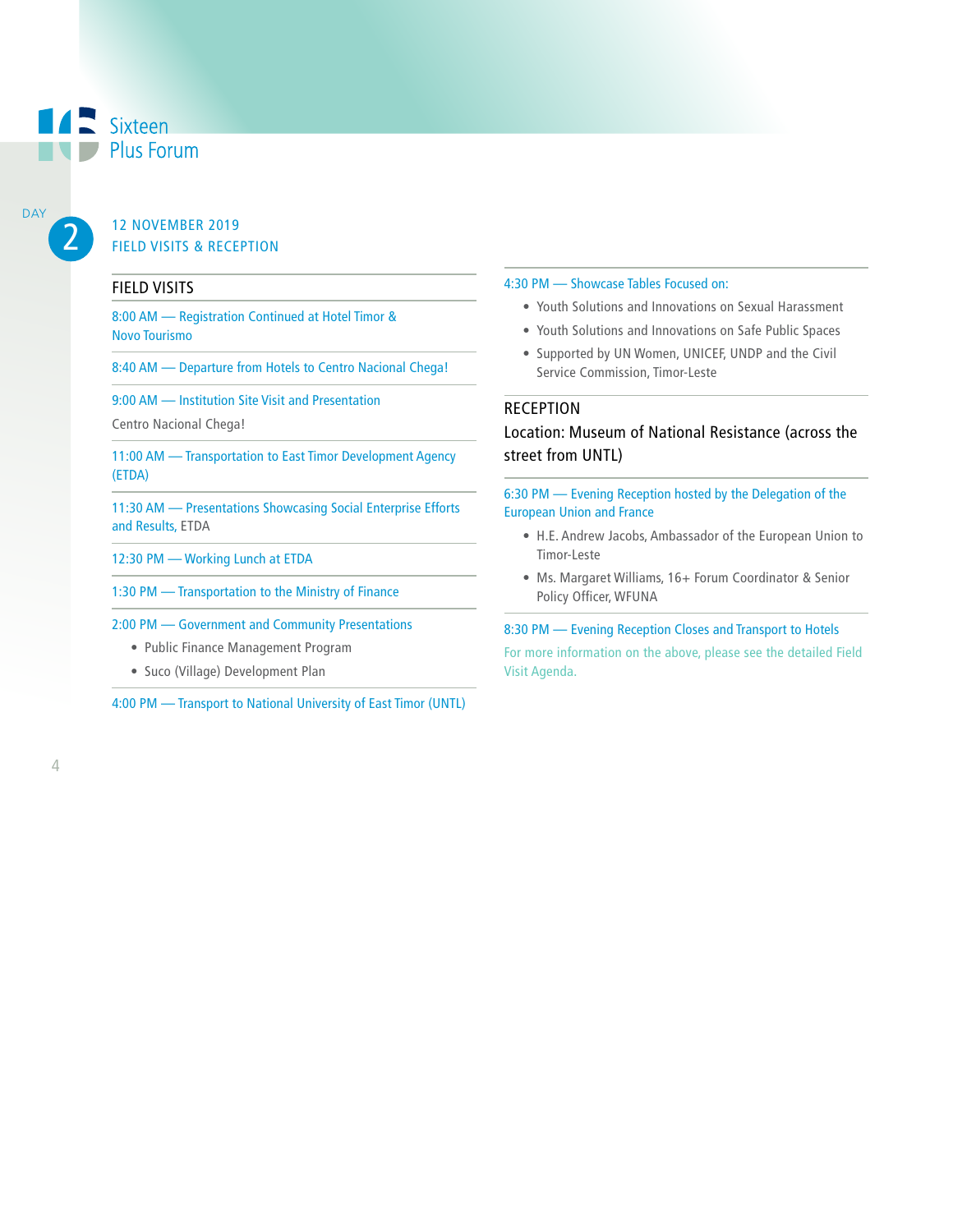Sixteen Plus Forum

DAY 2

## 12 NOVEMBER 2019
## FIELD VISITS & RECEPTION

### FIELD VISITS

8:00 AM — Registration Continued at Hotel Timor & Novo Tourismo

8:40 AM — Departure from Hotels to Centro Nacional Chega!

9:00 AM — Institution Site Visit and Presentation

Centro Nacional Chega!

11:00 AM — Transportation to East Timor Development Agency (ETDA)

11:30 AM — Presentations Showcasing Social Enterprise Efforts and Results, ETDA

12:30 PM — Working Lunch at ETDA

1:30 PM — Transportation to the Ministry of Finance

2:00 PM — Government and Community Presentations

- Public Finance Management Program
- Suco (Village) Development Plan

4:00 PM — Transport to National University of East Timor (UNTL)

4:30 PM — Showcase Tables Focused on:

- Youth Solutions and Innovations on Sexual Harassment
- Youth Solutions and Innovations on Safe Public Spaces
- Supported by UN Women, UNICEF, UNDP and the Civil Service Commission, Timor-Leste

### RECEPTION

Location: Museum of National Resistance (across the street from UNTL)

6:30 PM — Evening Reception hosted by the Delegation of the European Union and France

- H.E. Andrew Jacobs, Ambassador of the European Union to Timor-Leste
- Ms. Margaret Williams, 16+ Forum Coordinator & Senior Policy Officer, WFUNA

8:30 PM — Evening Reception Closes and Transport to Hotels

For more information on the above, please see the detailed Field Visit Agenda.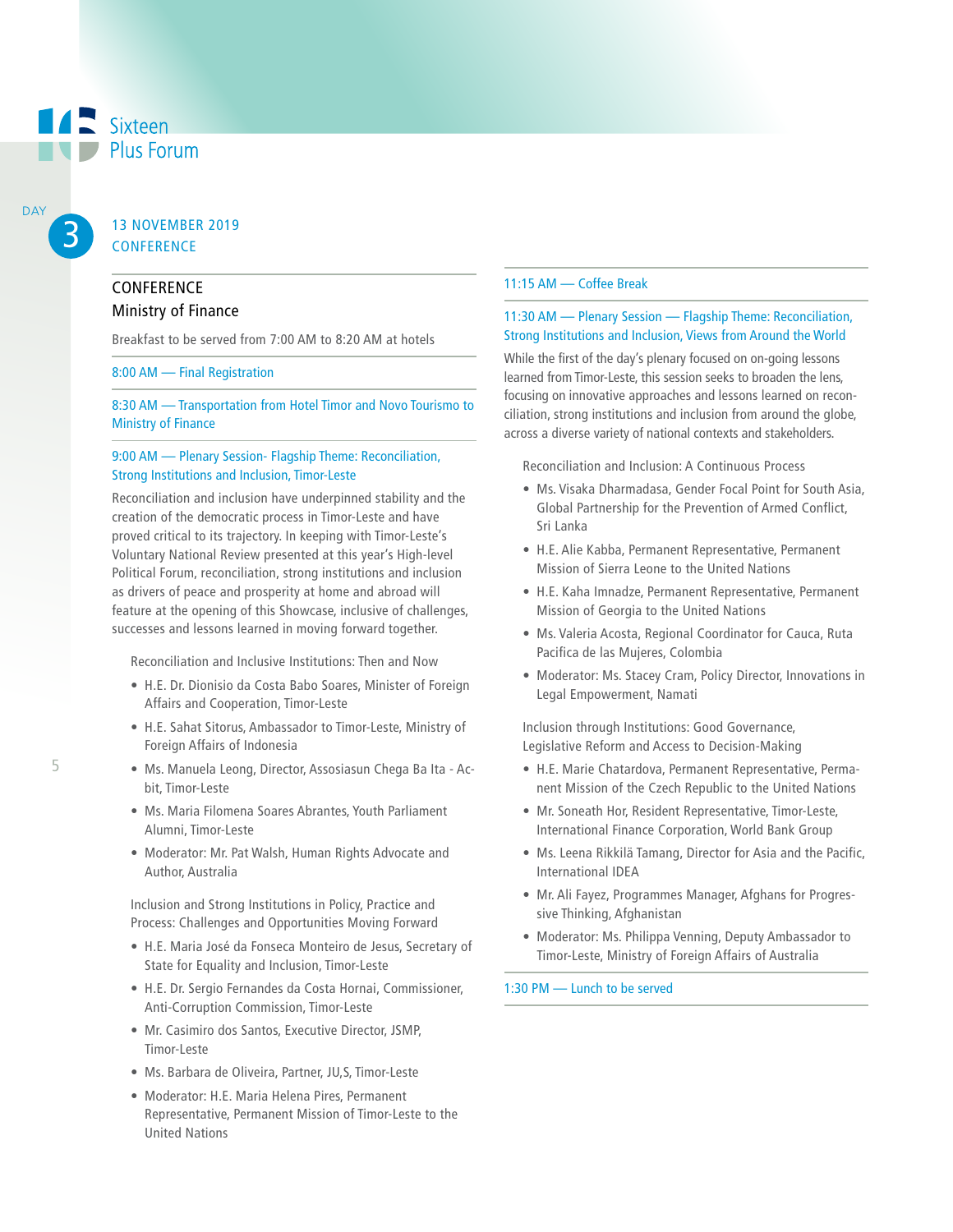DAY 3

## 13 NOVEMBER 2019 CONFERENCE

### CONFERENCE
### Ministry of Finance

Breakfast to be served from 7:00 AM to 8:20 AM at hotels

**8:00 AM — Final Registration**

**8:30 AM — Transportation from Hotel Timor and Novo Tourismo to Ministry of Finance**

**9:00 AM — Plenary Session- Flagship Theme: Reconciliation, Strong Institutions and Inclusion, Timor-Leste**

Reconciliation and inclusion have underpinned stability and the creation of the democratic process in Timor-Leste and have proved critical to its trajectory. In keeping with Timor-Leste's Voluntary National Review presented at this year's High-level Political Forum, reconciliation, strong institutions and inclusion as drivers of peace and prosperity at home and abroad will feature at the opening of this Showcase, inclusive of challenges, successes and lessons learned in moving forward together.

Reconciliation and Inclusive Institutions: Then and Now

- H.E. Dr. Dionisio da Costa Babo Soares, Minister of Foreign Affairs and Cooperation, Timor-Leste
- H.E. Sahat Sitorus, Ambassador to Timor-Leste, Ministry of Foreign Affairs of Indonesia
- Ms. Manuela Leong, Director, Assosiasun Chega Ba Ita - Acbit, Timor-Leste
- Ms. Maria Filomena Soares Abrantes, Youth Parliament Alumni, Timor-Leste
- Moderator: Mr. Pat Walsh, Human Rights Advocate and Author, Australia

Inclusion and Strong Institutions in Policy, Practice and Process: Challenges and Opportunities Moving Forward

- H.E. Maria José da Fonseca Monteiro de Jesus, Secretary of State for Equality and Inclusion, Timor-Leste
- H.E. Dr. Sergio Fernandes da Costa Hornai, Commissioner, Anti-Corruption Commission, Timor-Leste
- Mr. Casimiro dos Santos, Executive Director, JSMP, Timor-Leste
- Ms. Barbara de Oliveira, Partner, JU,S, Timor-Leste
- Moderator: H.E. Maria Helena Pires, Permanent Representative, Permanent Mission of Timor-Leste to the United Nations

**11:15 AM — Coffee Break**

**11:30 AM — Plenary Session — Flagship Theme: Reconciliation, Strong Institutions and Inclusion, Views from Around the World**

While the first of the day's plenary focused on on-going lessons learned from Timor-Leste, this session seeks to broaden the lens, focusing on innovative approaches and lessons learned on reconciliation, strong institutions and inclusion from around the globe, across a diverse variety of national contexts and stakeholders.

Reconciliation and Inclusion: A Continuous Process

- Ms. Visaka Dharmadasa, Gender Focal Point for South Asia, Global Partnership for the Prevention of Armed Conflict, Sri Lanka
- H.E. Alie Kabba, Permanent Representative, Permanent Mission of Sierra Leone to the United Nations
- H.E. Kaha Imnadze, Permanent Representative, Permanent Mission of Georgia to the United Nations
- Ms. Valeria Acosta, Regional Coordinator for Cauca, Ruta Pacifica de las Mujeres, Colombia
- Moderator: Ms. Stacey Cram, Policy Director, Innovations in Legal Empowerment, Namati

Inclusion through Institutions: Good Governance, Legislative Reform and Access to Decision-Making

- H.E. Marie Chatardova, Permanent Representative, Permanent Mission of the Czech Republic to the United Nations
- Mr. Soneath Hor, Resident Representative, Timor-Leste, International Finance Corporation, World Bank Group
- Ms. Leena Rikkilä Tamang, Director for Asia and the Pacific, International IDEA
- Mr. Ali Fayez, Programmes Manager, Afghans for Progressive Thinking, Afghanistan
- Moderator: Ms. Philippa Venning, Deputy Ambassador to Timor-Leste, Ministry of Foreign Affairs of Australia

**1:30 PM — Lunch to be served**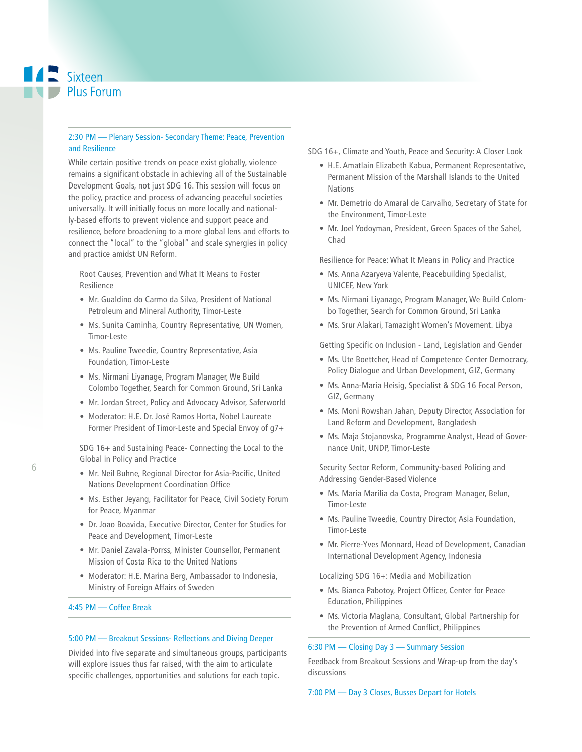## 2:30 PM — Plenary Session- Secondary Theme: Peace, Prevention and Resilience

While certain positive trends on peace exist globally, violence remains a significant obstacle in achieving all of the Sustainable Development Goals, not just SDG 16. This session will focus on the policy, practice and process of advancing peaceful societies universally. It will initially focus on more locally and nationally-based efforts to prevent violence and support peace and resilience, before broadening to a more global lens and efforts to connect the "local" to the "global" and scale synergies in policy and practice amidst UN Reform.

Root Causes, Prevention and What It Means to Foster Resilience

- Mr. Gualdino do Carmo da Silva, President of National Petroleum and Mineral Authority, Timor-Leste
- Ms. Sunita Caminha, Country Representative, UN Women, Timor-Leste
- Ms. Pauline Tweedie, Country Representative, Asia Foundation, Timor-Leste
- Ms. Nirmani Liyanage, Program Manager, We Build Colombo Together, Search for Common Ground, Sri Lanka
- Mr. Jordan Street, Policy and Advocacy Advisor, Saferworld
- Moderator: H.E. Dr. José Ramos Horta, Nobel Laureate Former President of Timor-Leste and Special Envoy of g7+

SDG 16+ and Sustaining Peace- Connecting the Local to the Global in Policy and Practice

- Mr. Neil Buhne, Regional Director for Asia-Pacific, United Nations Development Coordination Office
- Ms. Esther Jeyang, Facilitator for Peace, Civil Society Forum for Peace, Myanmar
- Dr. Joao Boavida, Executive Director, Center for Studies for Peace and Development, Timor-Leste
- Mr. Daniel Zavala-Porrss, Minister Counsellor, Permanent Mission of Costa Rica to the United Nations
- Moderator: H.E. Marina Berg, Ambassador to Indonesia, Ministry of Foreign Affairs of Sweden

## 4:45 PM — Coffee Break

## 5:00 PM — Breakout Sessions- Reflections and Diving Deeper

Divided into five separate and simultaneous groups, participants will explore issues thus far raised, with the aim to articulate specific challenges, opportunities and solutions for each topic.

SDG 16+, Climate and Youth, Peace and Security: A Closer Look

- H.E. Amatlain Elizabeth Kabua, Permanent Representative, Permanent Mission of the Marshall Islands to the United Nations
- Mr. Demetrio do Amaral de Carvalho, Secretary of State for the Environment, Timor-Leste
- Mr. Joel Yodoyman, President, Green Spaces of the Sahel, Chad

Resilience for Peace: What It Means in Policy and Practice

- Ms. Anna Azaryeva Valente, Peacebuilding Specialist, UNICEF, New York
- Ms. Nirmani Liyanage, Program Manager, We Build Colombo Together, Search for Common Ground, Sri Lanka
- Ms. Srur Alakari, Tamazight Women's Movement. Libya

Getting Specific on Inclusion - Land, Legislation and Gender

- Ms. Ute Boettcher, Head of Competence Center Democracy, Policy Dialogue and Urban Development, GIZ, Germany
- Ms. Anna-Maria Heisig, Specialist & SDG 16 Focal Person, GIZ, Germany
- Ms. Moni Rowshan Jahan, Deputy Director, Association for Land Reform and Development, Bangladesh
- Ms. Maja Stojanovska, Programme Analyst, Head of Governance Unit, UNDP, Timor-Leste

Security Sector Reform, Community-based Policing and Addressing Gender-Based Violence

- Ms. Maria Marilia da Costa, Program Manager, Belun, Timor-Leste
- Ms. Pauline Tweedie, Country Director, Asia Foundation, Timor-Leste
- Mr. Pierre-Yves Monnard, Head of Development, Canadian International Development Agency, Indonesia

Localizing SDG 16+: Media and Mobilization

- Ms. Bianca Pabotoy, Project Officer, Center for Peace Education, Philippines
- Ms. Victoria Maglana, Consultant, Global Partnership for the Prevention of Armed Conflict, Philippines

## 6:30 PM — Closing Day 3 — Summary Session

Feedback from Breakout Sessions and Wrap-up from the day's discussions

## 7:00 PM — Day 3 Closes, Busses Depart for Hotels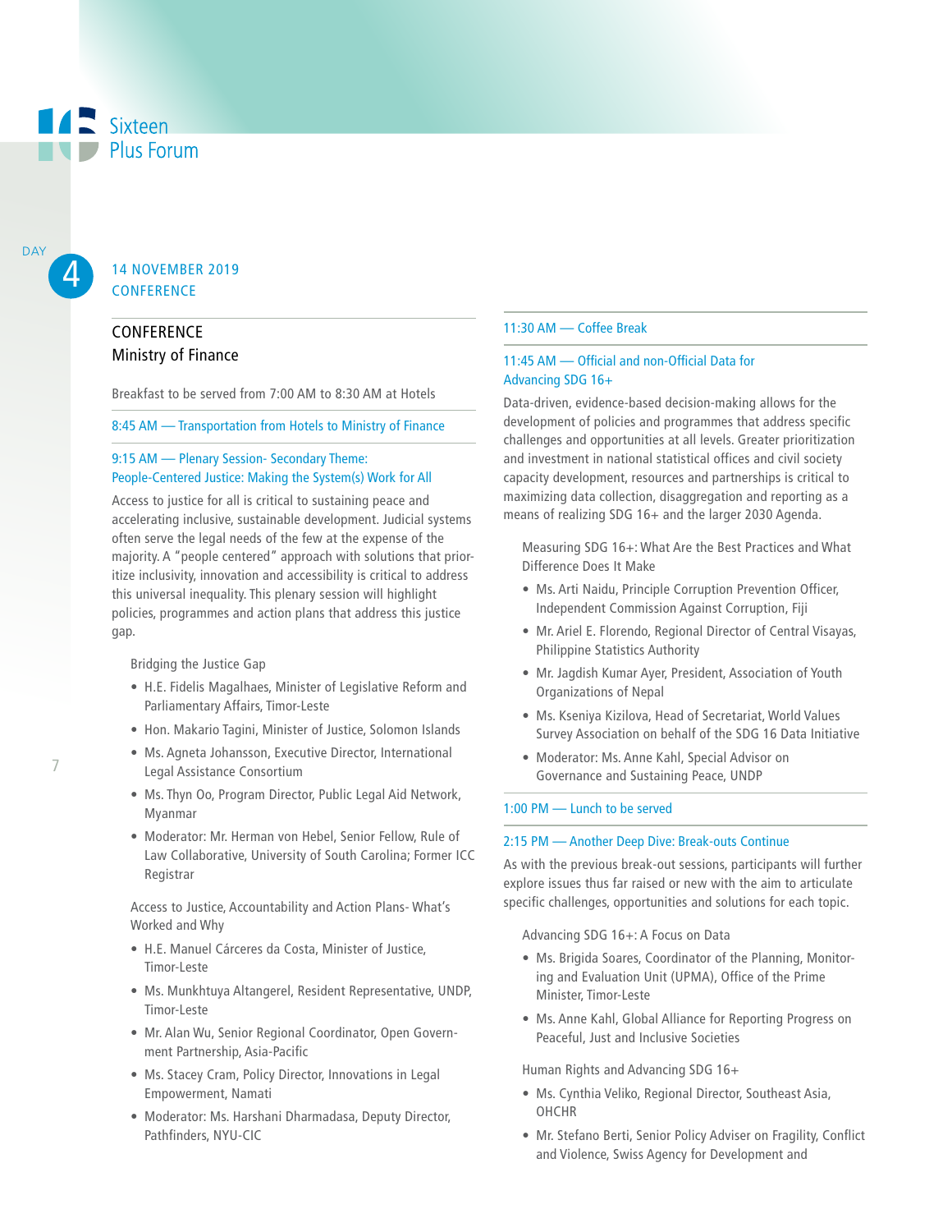Sixteen Plus Forum

DAY 4

## 14 NOVEMBER 2019
## CONFERENCE

### CONFERENCE
### Ministry of Finance

Breakfast to be served from 7:00 AM to 8:30 AM at Hotels

**8:45 AM — Transportation from Hotels to Ministry of Finance**

**9:15 AM — Plenary Session- Secondary Theme: People-Centered Justice: Making the System(s) Work for All**

Access to justice for all is critical to sustaining peace and accelerating inclusive, sustainable development. Judicial systems often serve the legal needs of the few at the expense of the majority. A "people centered" approach with solutions that prioritize inclusivity, innovation and accessibility is critical to address this universal inequality. This plenary session will highlight policies, programmes and action plans that address this justice gap.

Bridging the Justice Gap

- H.E. Fidelis Magalhaes, Minister of Legislative Reform and Parliamentary Affairs, Timor-Leste
- Hon. Makario Tagini, Minister of Justice, Solomon Islands
- Ms. Agneta Johansson, Executive Director, International Legal Assistance Consortium
- Ms. Thyn Oo, Program Director, Public Legal Aid Network, Myanmar
- Moderator: Mr. Herman von Hebel, Senior Fellow, Rule of Law Collaborative, University of South Carolina; Former ICC Registrar

Access to Justice, Accountability and Action Plans- What's Worked and Why

- H.E. Manuel Cárceres da Costa, Minister of Justice, Timor-Leste
- Ms. Munkhtuya Altangerel, Resident Representative, UNDP, Timor-Leste
- Mr. Alan Wu, Senior Regional Coordinator, Open Government Partnership, Asia-Pacific
- Ms. Stacey Cram, Policy Director, Innovations in Legal Empowerment, Namati
- Moderator: Ms. Harshani Dharmadasa, Deputy Director, Pathfinders, NYU-CIC

**11:30 AM — Coffee Break**

**11:45 AM — Official and non-Official Data for Advancing SDG 16+**

Data-driven, evidence-based decision-making allows for the development of policies and programmes that address specific challenges and opportunities at all levels. Greater prioritization and investment in national statistical offices and civil society capacity development, resources and partnerships is critical to maximizing data collection, disaggregation and reporting as a means of realizing SDG 16+ and the larger 2030 Agenda.

Measuring SDG 16+: What Are the Best Practices and What Difference Does It Make

- Ms. Arti Naidu, Principle Corruption Prevention Officer, Independent Commission Against Corruption, Fiji
- Mr. Ariel E. Florendo, Regional Director of Central Visayas, Philippine Statistics Authority
- Mr. Jagdish Kumar Ayer, President, Association of Youth Organizations of Nepal
- Ms. Kseniya Kizilova, Head of Secretariat, World Values Survey Association on behalf of the SDG 16 Data Initiative
- Moderator: Ms. Anne Kahl, Special Advisor on Governance and Sustaining Peace, UNDP

**1:00 PM — Lunch to be served**

**2:15 PM — Another Deep Dive: Break-outs Continue**

As with the previous break-out sessions, participants will further explore issues thus far raised or new with the aim to articulate specific challenges, opportunities and solutions for each topic.

Advancing SDG 16+: A Focus on Data

- Ms. Brigida Soares, Coordinator of the Planning, Monitoring and Evaluation Unit (UPMA), Office of the Prime Minister, Timor-Leste
- Ms. Anne Kahl, Global Alliance for Reporting Progress on Peaceful, Just and Inclusive Societies

Human Rights and Advancing SDG 16+

- Ms. Cynthia Veliko, Regional Director, Southeast Asia, OHCHR
- Mr. Stefano Berti, Senior Policy Adviser on Fragility, Conflict and Violence, Swiss Agency for Development and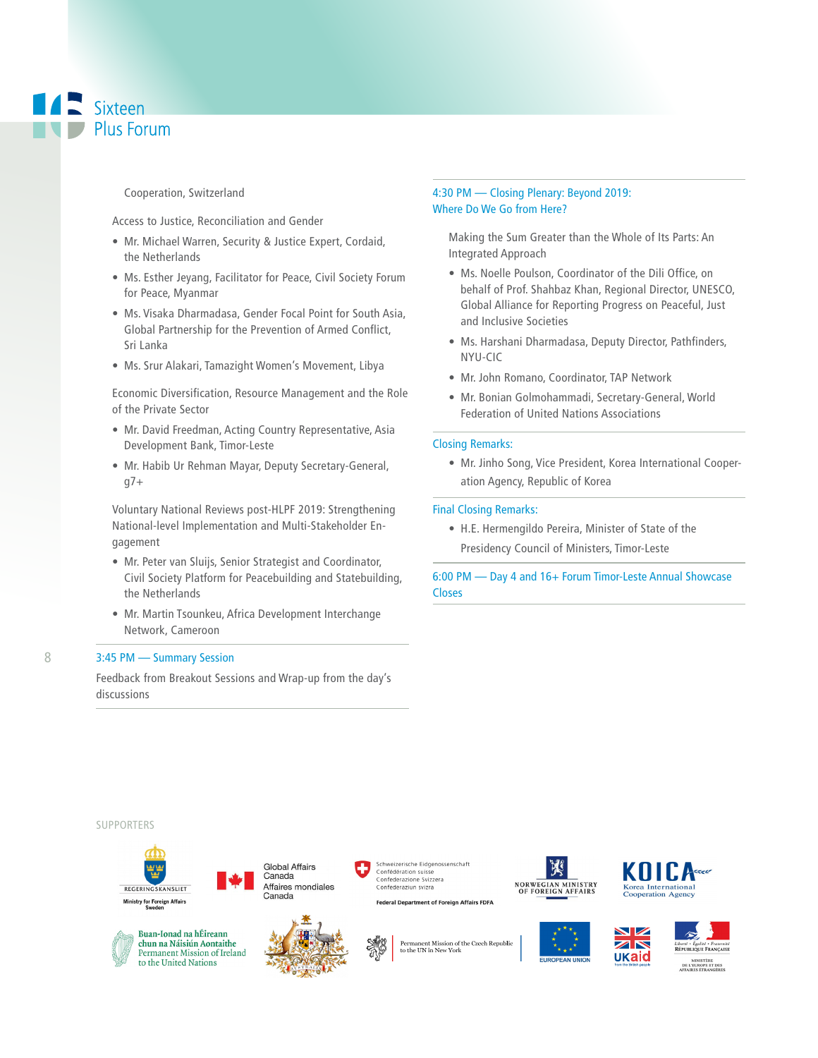Cooperation, Switzerland

Access to Justice, Reconciliation and Gender

- Mr. Michael Warren, Security & Justice Expert, Cordaid, the Netherlands
- Ms. Esther Jeyang, Facilitator for Peace, Civil Society Forum for Peace, Myanmar
- Ms. Visaka Dharmadasa, Gender Focal Point for South Asia, Global Partnership for the Prevention of Armed Conflict, Sri Lanka
- Ms. Srur Alakari, Tamazight Women's Movement, Libya

Economic Diversification, Resource Management and the Role of the Private Sector

- Mr. David Freedman, Acting Country Representative, Asia Development Bank, Timor-Leste
- Mr. Habib Ur Rehman Mayar, Deputy Secretary-General, g7+

Voluntary National Reviews post-HLPF 2019: Strengthening National-level Implementation and Multi-Stakeholder Engagement

- Mr. Peter van Sluijs, Senior Strategist and Coordinator, Civil Society Platform for Peacebuilding and Statebuilding, the Netherlands
- Mr. Martin Tsounkeu, Africa Development Interchange Network, Cameroon

### 3:45 PM — Summary Session

Feedback from Breakout Sessions and Wrap-up from the day's discussions

### 4:30 PM — Closing Plenary: Beyond 2019: Where Do We Go from Here?

Making the Sum Greater than the Whole of Its Parts: An Integrated Approach

- Ms. Noelle Poulson, Coordinator of the Dili Office, on behalf of Prof. Shahbaz Khan, Regional Director, UNESCO, Global Alliance for Reporting Progress on Peaceful, Just and Inclusive Societies
- Ms. Harshani Dharmadasa, Deputy Director, Pathfinders, NYU-CIC
- Mr. John Romano, Coordinator, TAP Network
- Mr. Bonian Golmohammadi, Secretary-General, World Federation of United Nations Associations

### Closing Remarks:

- Mr. Jinho Song, Vice President, Korea International Cooperation Agency, Republic of Korea

### Final Closing Remarks:

- H.E. Hermengildo Pereira, Minister of State of the Presidency Council of Ministers, Timor-Leste

### 6:00 PM — Day 4 and 16+ Forum Timor-Leste Annual Showcase Closes

SUPPORTERS

Regeringskansliet — Ministry for Foreign Affairs Sweden

Global Affairs Canada / Affaires mondiales Canada

Schweizerische Eidgenossenschaft / Confédération suisse / Confederazione Svizzera / Confederaziun svizra — Federal Department of Foreign Affairs FDFA

Norwegian Ministry of Foreign Affairs

KOICA — Korea International Cooperation Agency

Buan-Ionad na hÉireann chun na Náisiún Aontaithe — Permanent Mission of Ireland to the United Nations

Permanent Mission of the Czech Republic to the UN in New York

European Union

UKaid — from the British people

Liberté • Égalité • Fraternité — République Française — Ministère de l'Europe et des Affaires Étrangères